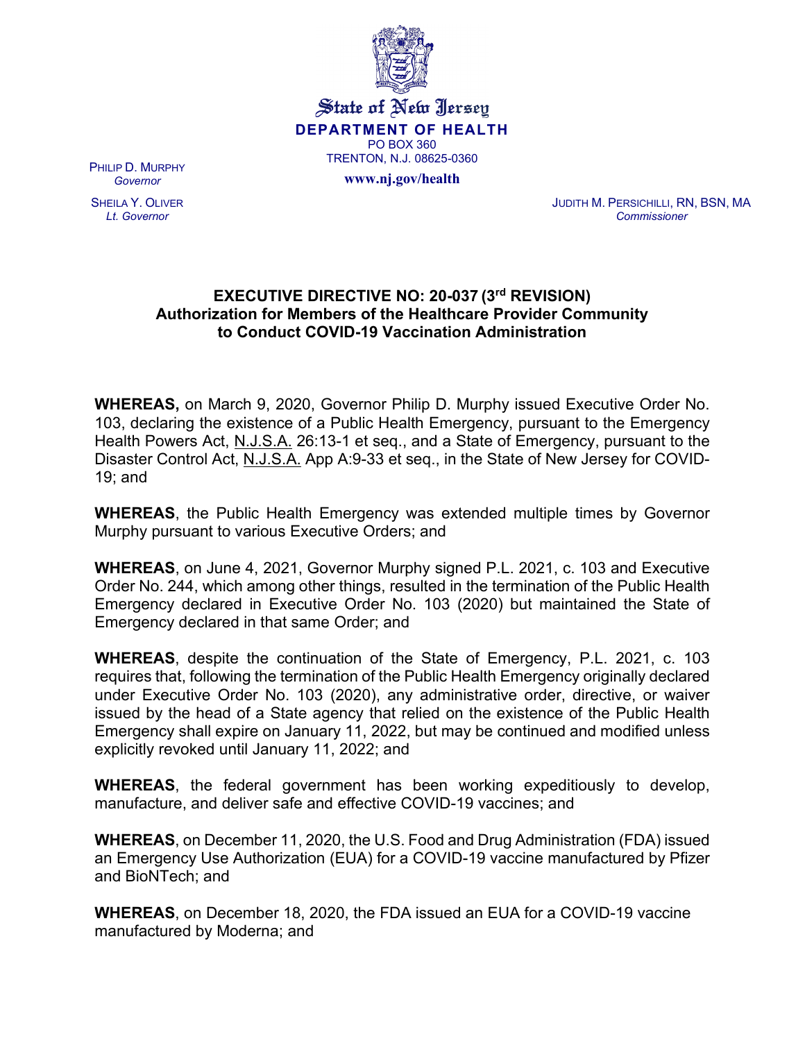State of New Jersey
**DEPARTMENT OF HEALTH**
PO BOX 360
TRENTON, N.J. 08625-0360
**www.nj.gov/health**

PHILIP D. MURPHY
*Governor*

SHEILA Y. OLIVER
*Lt. Governor*

JUDITH M. PERSICHILLI, RN, BSN, MA
*Commissioner*

## EXECUTIVE DIRECTIVE NO: 20-037 (3rd REVISION)
## Authorization for Members of the Healthcare Provider Community to Conduct COVID-19 Vaccination Administration

**WHEREAS,** on March 9, 2020, Governor Philip D. Murphy issued Executive Order No. 103, declaring the existence of a Public Health Emergency, pursuant to the Emergency Health Powers Act, N.J.S.A. 26:13-1 et seq., and a State of Emergency, pursuant to the Disaster Control Act, N.J.S.A. App A:9-33 et seq., in the State of New Jersey for COVID-19; and

**WHEREAS**, the Public Health Emergency was extended multiple times by Governor Murphy pursuant to various Executive Orders; and

**WHEREAS**, on June 4, 2021, Governor Murphy signed P.L. 2021, c. 103 and Executive Order No. 244, which among other things, resulted in the termination of the Public Health Emergency declared in Executive Order No. 103 (2020) but maintained the State of Emergency declared in that same Order; and

**WHEREAS**, despite the continuation of the State of Emergency, P.L. 2021, c. 103 requires that, following the termination of the Public Health Emergency originally declared under Executive Order No. 103 (2020), any administrative order, directive, or waiver issued by the head of a State agency that relied on the existence of the Public Health Emergency shall expire on January 11, 2022, but may be continued and modified unless explicitly revoked until January 11, 2022; and

**WHEREAS**, the federal government has been working expeditiously to develop, manufacture, and deliver safe and effective COVID-19 vaccines; and

**WHEREAS**, on December 11, 2020, the U.S. Food and Drug Administration (FDA) issued an Emergency Use Authorization (EUA) for a COVID-19 vaccine manufactured by Pfizer and BioNTech; and

**WHEREAS**, on December 18, 2020, the FDA issued an EUA for a COVID-19 vaccine manufactured by Moderna; and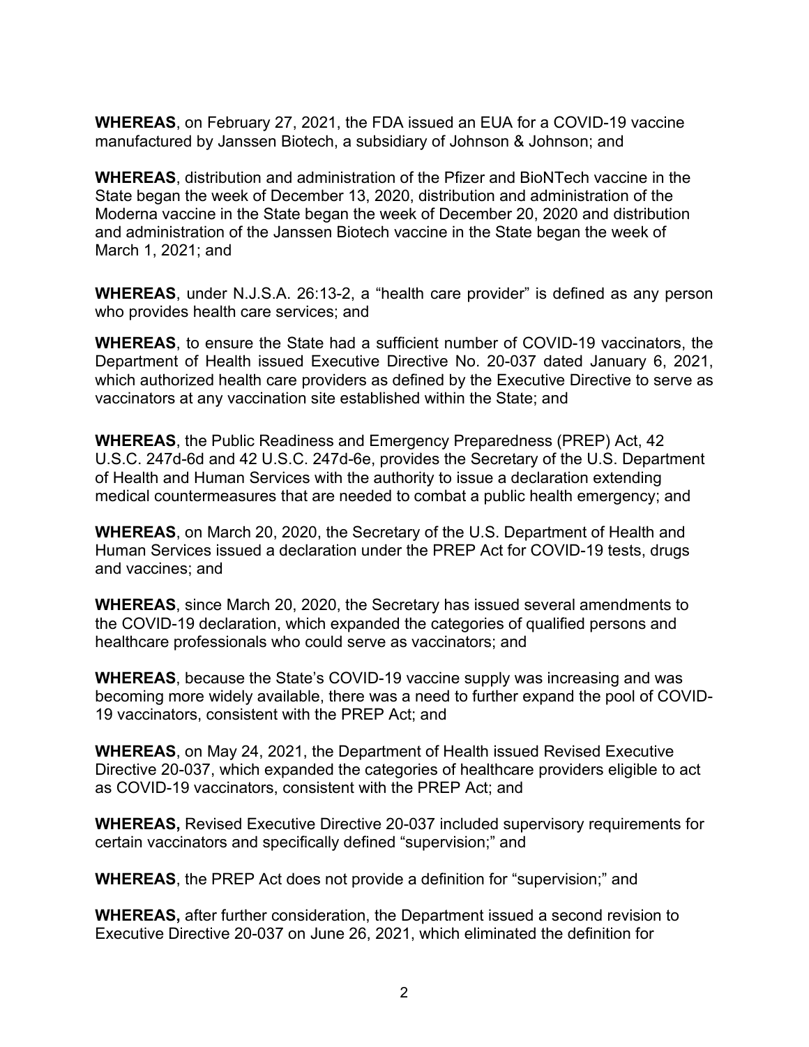**WHEREAS**, on February 27, 2021, the FDA issued an EUA for a COVID-19 vaccine manufactured by Janssen Biotech, a subsidiary of Johnson & Johnson; and

**WHEREAS**, distribution and administration of the Pfizer and BioNTech vaccine in the State began the week of December 13, 2020, distribution and administration of the Moderna vaccine in the State began the week of December 20, 2020 and distribution and administration of the Janssen Biotech vaccine in the State began the week of March 1, 2021; and

**WHEREAS**, under N.J.S.A. 26:13-2, a "health care provider" is defined as any person who provides health care services; and

**WHEREAS**, to ensure the State had a sufficient number of COVID-19 vaccinators, the Department of Health issued Executive Directive No. 20-037 dated January 6, 2021, which authorized health care providers as defined by the Executive Directive to serve as vaccinators at any vaccination site established within the State; and

**WHEREAS**, the Public Readiness and Emergency Preparedness (PREP) Act, 42 U.S.C. 247d-6d and 42 U.S.C. 247d-6e, provides the Secretary of the U.S. Department of Health and Human Services with the authority to issue a declaration extending medical countermeasures that are needed to combat a public health emergency; and

**WHEREAS**, on March 20, 2020, the Secretary of the U.S. Department of Health and Human Services issued a declaration under the PREP Act for COVID-19 tests, drugs and vaccines; and

**WHEREAS**, since March 20, 2020, the Secretary has issued several amendments to the COVID-19 declaration, which expanded the categories of qualified persons and healthcare professionals who could serve as vaccinators; and

**WHEREAS**, because the State's COVID-19 vaccine supply was increasing and was becoming more widely available, there was a need to further expand the pool of COVID-19 vaccinators, consistent with the PREP Act; and

**WHEREAS**, on May 24, 2021, the Department of Health issued Revised Executive Directive 20-037, which expanded the categories of healthcare providers eligible to act as COVID-19 vaccinators, consistent with the PREP Act; and

**WHEREAS,** Revised Executive Directive 20-037 included supervisory requirements for certain vaccinators and specifically defined "supervision;" and

**WHEREAS**, the PREP Act does not provide a definition for "supervision;" and

**WHEREAS,** after further consideration, the Department issued a second revision to Executive Directive 20-037 on June 26, 2021, which eliminated the definition for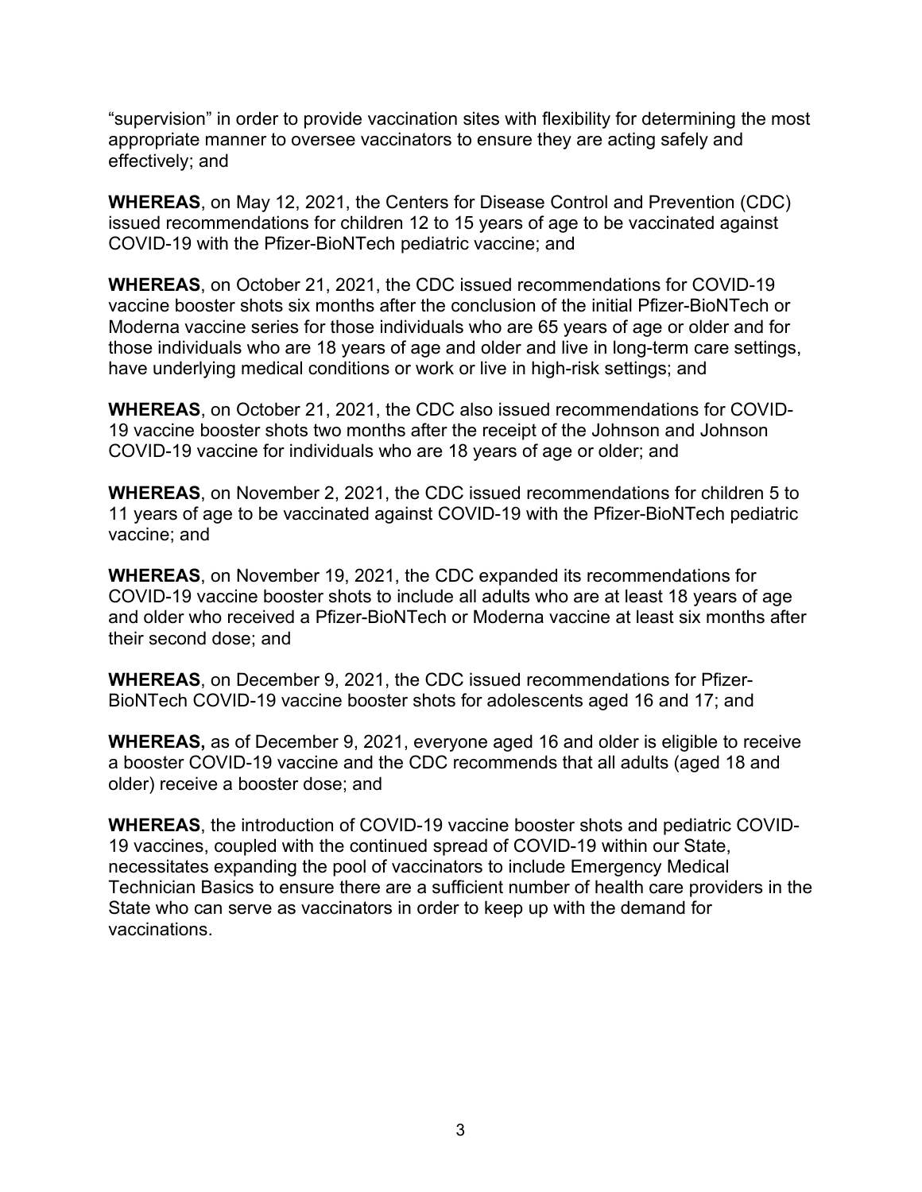"supervision" in order to provide vaccination sites with flexibility for determining the most appropriate manner to oversee vaccinators to ensure they are acting safely and effectively; and

**WHEREAS**, on May 12, 2021, the Centers for Disease Control and Prevention (CDC) issued recommendations for children 12 to 15 years of age to be vaccinated against COVID-19 with the Pfizer-BioNTech pediatric vaccine; and

**WHEREAS**, on October 21, 2021, the CDC issued recommendations for COVID-19 vaccine booster shots six months after the conclusion of the initial Pfizer-BioNTech or Moderna vaccine series for those individuals who are 65 years of age or older and for those individuals who are 18 years of age and older and live in long-term care settings, have underlying medical conditions or work or live in high-risk settings; and

**WHEREAS**, on October 21, 2021, the CDC also issued recommendations for COVID-19 vaccine booster shots two months after the receipt of the Johnson and Johnson COVID-19 vaccine for individuals who are 18 years of age or older; and

**WHEREAS**, on November 2, 2021, the CDC issued recommendations for children 5 to 11 years of age to be vaccinated against COVID-19 with the Pfizer-BioNTech pediatric vaccine; and

**WHEREAS**, on November 19, 2021, the CDC expanded its recommendations for COVID-19 vaccine booster shots to include all adults who are at least 18 years of age and older who received a Pfizer-BioNTech or Moderna vaccine at least six months after their second dose; and

**WHEREAS**, on December 9, 2021, the CDC issued recommendations for Pfizer-BioNTech COVID-19 vaccine booster shots for adolescents aged 16 and 17; and

**WHEREAS,** as of December 9, 2021, everyone aged 16 and older is eligible to receive a booster COVID-19 vaccine and the CDC recommends that all adults (aged 18 and older) receive a booster dose; and

**WHEREAS**, the introduction of COVID-19 vaccine booster shots and pediatric COVID-19 vaccines, coupled with the continued spread of COVID-19 within our State, necessitates expanding the pool of vaccinators to include Emergency Medical Technician Basics to ensure there are a sufficient number of health care providers in the State who can serve as vaccinators in order to keep up with the demand for vaccinations.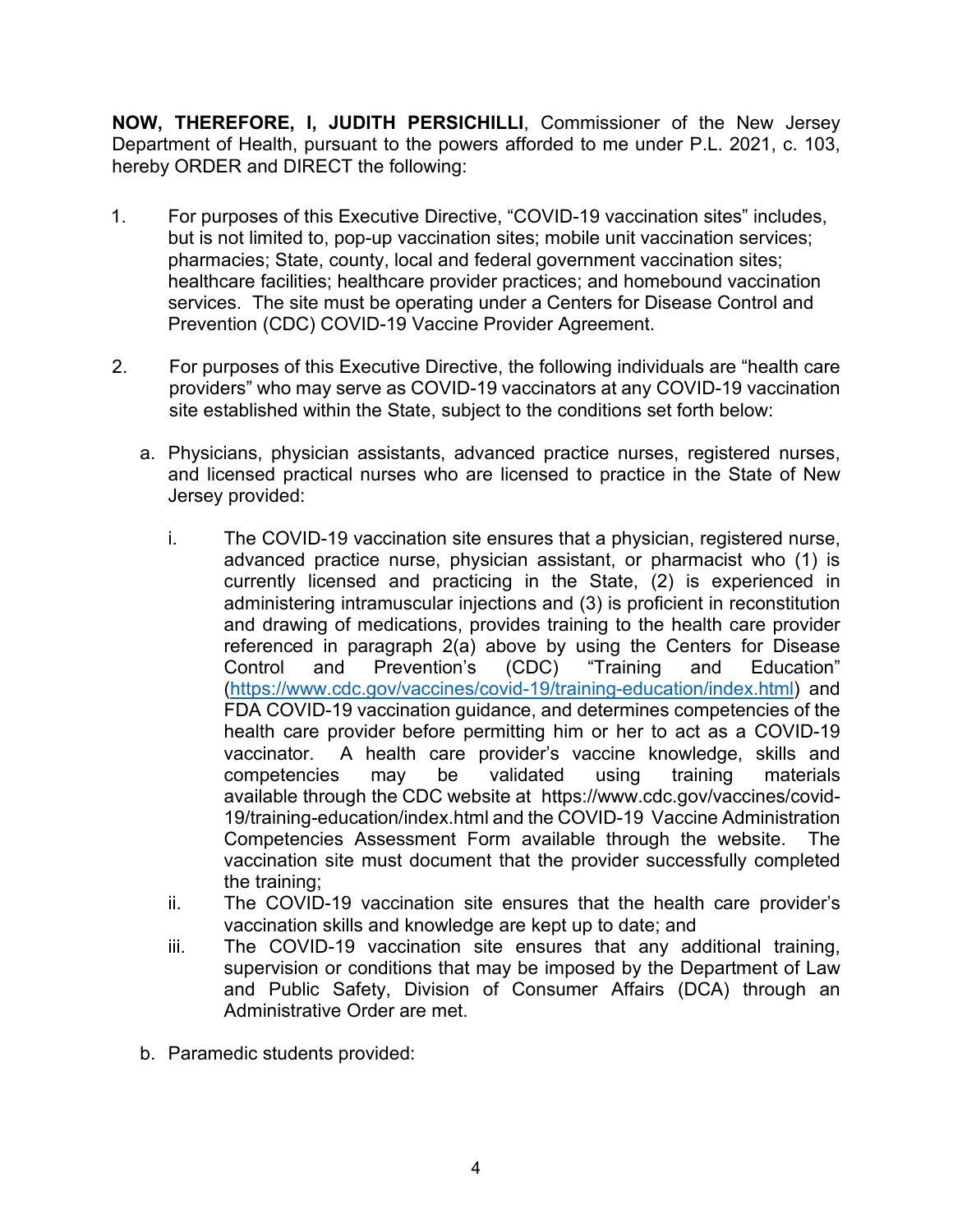**NOW, THEREFORE, I, JUDITH PERSICHILLI**, Commissioner of the New Jersey Department of Health, pursuant to the powers afforded to me under P.L. 2021, c. 103, hereby ORDER and DIRECT the following:

1. For purposes of this Executive Directive, "COVID-19 vaccination sites" includes, but is not limited to, pop-up vaccination sites; mobile unit vaccination services; pharmacies; State, county, local and federal government vaccination sites; healthcare facilities; healthcare provider practices; and homebound vaccination services. The site must be operating under a Centers for Disease Control and Prevention (CDC) COVID-19 Vaccine Provider Agreement.

2. For purposes of this Executive Directive, the following individuals are "health care providers" who may serve as COVID-19 vaccinators at any COVID-19 vaccination site established within the State, subject to the conditions set forth below:

   a. Physicians, physician assistants, advanced practice nurses, registered nurses, and licensed practical nurses who are licensed to practice in the State of New Jersey provided:

      i. The COVID-19 vaccination site ensures that a physician, registered nurse, advanced practice nurse, physician assistant, or pharmacist who (1) is currently licensed and practicing in the State, (2) is experienced in administering intramuscular injections and (3) is proficient in reconstitution and drawing of medications, provides training to the health care provider referenced in paragraph 2(a) above by using the Centers for Disease Control and Prevention's (CDC) "Training and Education" (https://www.cdc.gov/vaccines/covid-19/training-education/index.html) and FDA COVID-19 vaccination guidance, and determines competencies of the health care provider before permitting him or her to act as a COVID-19 vaccinator. A health care provider's vaccine knowledge, skills and competencies may be validated using training materials available through the CDC website at https://www.cdc.gov/vaccines/covid-19/training-education/index.html and the COVID-19 Vaccine Administration Competencies Assessment Form available through the website. The vaccination site must document that the provider successfully completed the training;

      ii. The COVID-19 vaccination site ensures that the health care provider's vaccination skills and knowledge are kept up to date; and

      iii. The COVID-19 vaccination site ensures that any additional training, supervision or conditions that may be imposed by the Department of Law and Public Safety, Division of Consumer Affairs (DCA) through an Administrative Order are met.

   b. Paramedic students provided: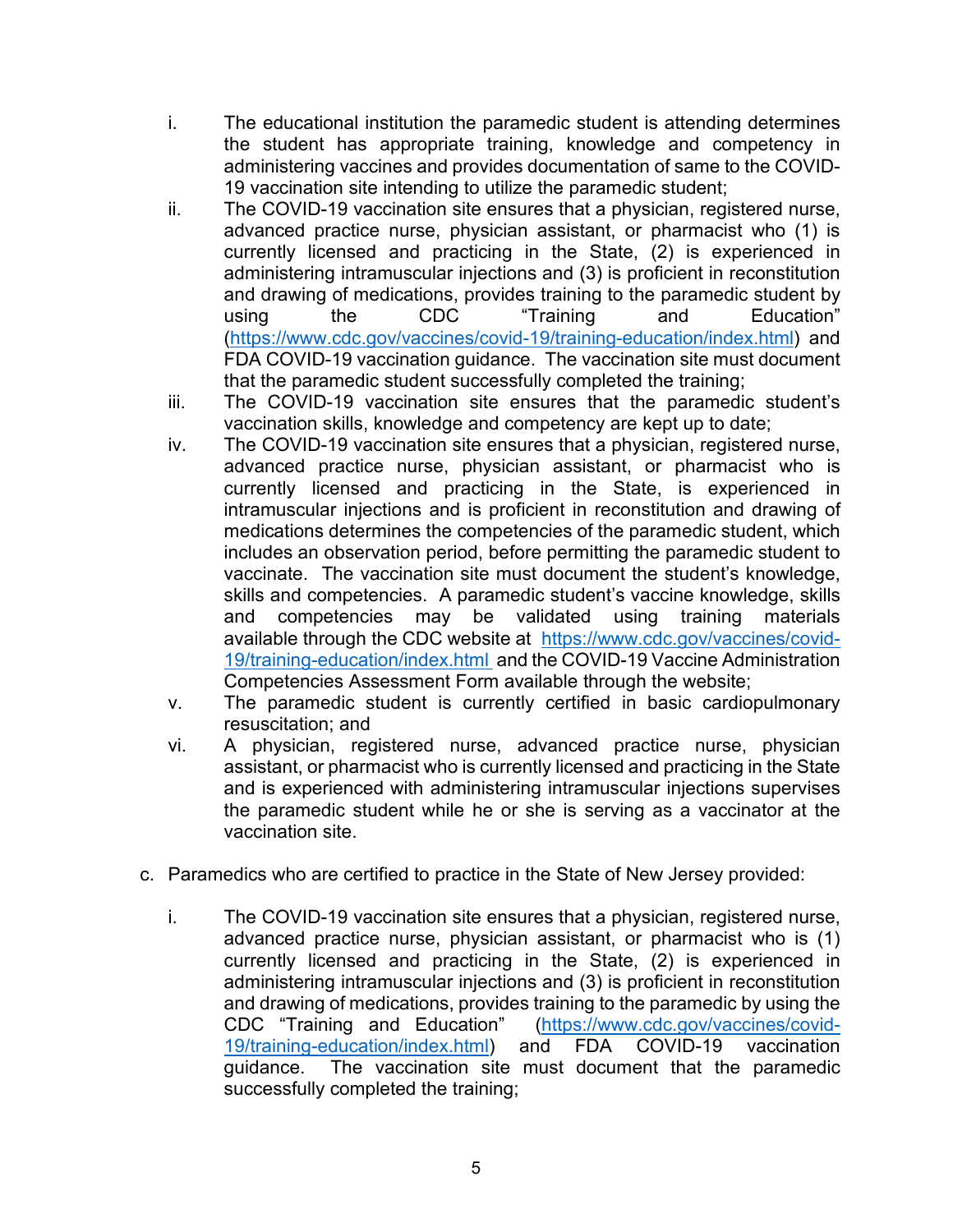i. The educational institution the paramedic student is attending determines the student has appropriate training, knowledge and competency in administering vaccines and provides documentation of same to the COVID-19 vaccination site intending to utilize the paramedic student;

ii. The COVID-19 vaccination site ensures that a physician, registered nurse, advanced practice nurse, physician assistant, or pharmacist who (1) is currently licensed and practicing in the State, (2) is experienced in administering intramuscular injections and (3) is proficient in reconstitution and drawing of medications, provides training to the paramedic student by using the CDC "Training and Education" (https://www.cdc.gov/vaccines/covid-19/training-education/index.html) and FDA COVID-19 vaccination guidance. The vaccination site must document that the paramedic student successfully completed the training;

iii. The COVID-19 vaccination site ensures that the paramedic student's vaccination skills, knowledge and competency are kept up to date;

iv. The COVID-19 vaccination site ensures that a physician, registered nurse, advanced practice nurse, physician assistant, or pharmacist who is currently licensed and practicing in the State, is experienced in intramuscular injections and is proficient in reconstitution and drawing of medications determines the competencies of the paramedic student, which includes an observation period, before permitting the paramedic student to vaccinate. The vaccination site must document the student's knowledge, skills and competencies. A paramedic student's vaccine knowledge, skills and competencies may be validated using training materials available through the CDC website at https://www.cdc.gov/vaccines/covid-19/training-education/index.html and the COVID-19 Vaccine Administration Competencies Assessment Form available through the website;

v. The paramedic student is currently certified in basic cardiopulmonary resuscitation; and

vi. A physician, registered nurse, advanced practice nurse, physician assistant, or pharmacist who is currently licensed and practicing in the State and is experienced with administering intramuscular injections supervises the paramedic student while he or she is serving as a vaccinator at the vaccination site.

c. Paramedics who are certified to practice in the State of New Jersey provided:

   i. The COVID-19 vaccination site ensures that a physician, registered nurse, advanced practice nurse, physician assistant, or pharmacist who is (1) currently licensed and practicing in the State, (2) is experienced in administering intramuscular injections and (3) is proficient in reconstitution and drawing of medications, provides training to the paramedic by using the CDC "Training and Education" (https://www.cdc.gov/vaccines/covid-19/training-education/index.html) and FDA COVID-19 vaccination guidance. The vaccination site must document that the paramedic successfully completed the training;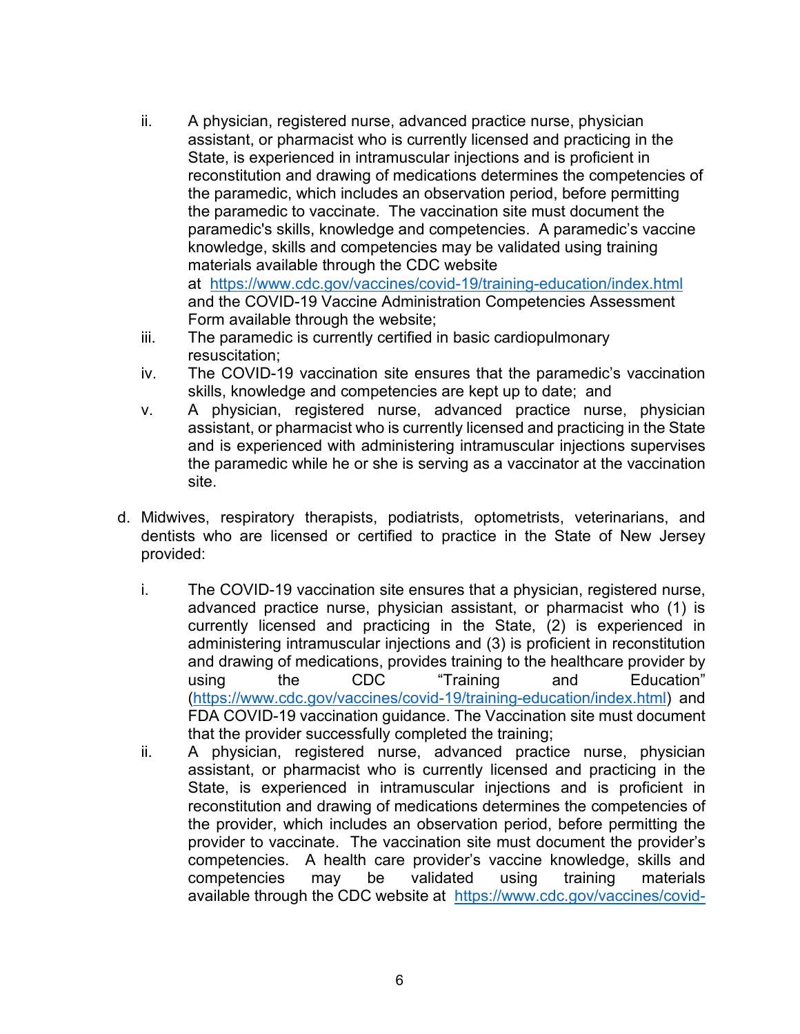ii. A physician, registered nurse, advanced practice nurse, physician assistant, or pharmacist who is currently licensed and practicing in the State, is experienced in intramuscular injections and is proficient in reconstitution and drawing of medications determines the competencies of the paramedic, which includes an observation period, before permitting the paramedic to vaccinate. The vaccination site must document the paramedic's skills, knowledge and competencies. A paramedic's vaccine knowledge, skills and competencies may be validated using training materials available through the CDC website at https://www.cdc.gov/vaccines/covid-19/training-education/index.html and the COVID-19 Vaccine Administration Competencies Assessment Form available through the website;

iii. The paramedic is currently certified in basic cardiopulmonary resuscitation;

iv. The COVID-19 vaccination site ensures that the paramedic's vaccination skills, knowledge and competencies are kept up to date; and

v. A physician, registered nurse, advanced practice nurse, physician assistant, or pharmacist who is currently licensed and practicing in the State and is experienced with administering intramuscular injections supervises the paramedic while he or she is serving as a vaccinator at the vaccination site.

d. Midwives, respiratory therapists, podiatrists, optometrists, veterinarians, and dentists who are licensed or certified to practice in the State of New Jersey provided:

i. The COVID-19 vaccination site ensures that a physician, registered nurse, advanced practice nurse, physician assistant, or pharmacist who (1) is currently licensed and practicing in the State, (2) is experienced in administering intramuscular injections and (3) is proficient in reconstitution and drawing of medications, provides training to the healthcare provider by using the CDC "Training and Education" (https://www.cdc.gov/vaccines/covid-19/training-education/index.html) and FDA COVID-19 vaccination guidance. The Vaccination site must document that the provider successfully completed the training;

ii. A physician, registered nurse, advanced practice nurse, physician assistant, or pharmacist who is currently licensed and practicing in the State, is experienced in intramuscular injections and is proficient in reconstitution and drawing of medications determines the competencies of the provider, which includes an observation period, before permitting the provider to vaccinate. The vaccination site must document the provider's competencies. A health care provider's vaccine knowledge, skills and competencies may be validated using training materials available through the CDC website at https://www.cdc.gov/vaccines/covid-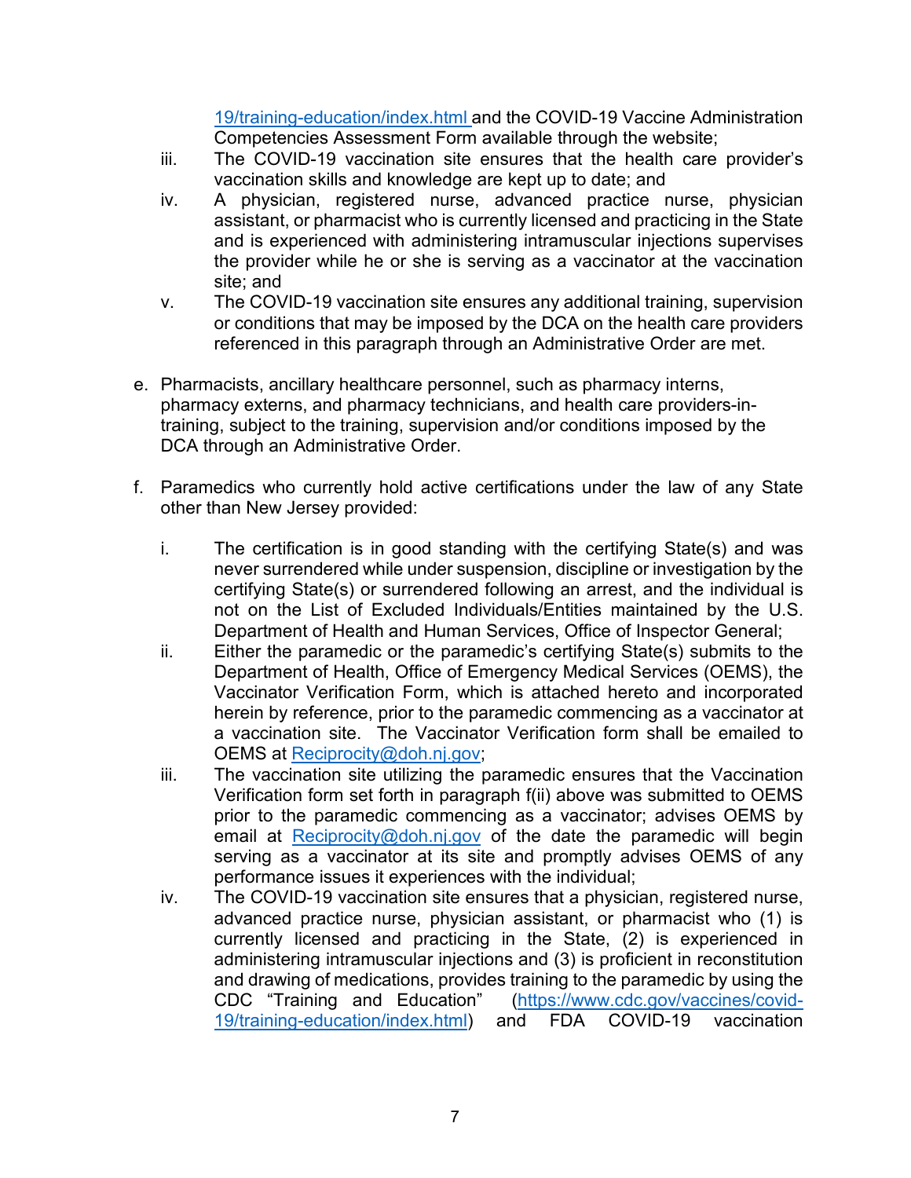19/training-education/index.html and the COVID-19 Vaccine Administration Competencies Assessment Form available through the website;

iii. The COVID-19 vaccination site ensures that the health care provider's vaccination skills and knowledge are kept up to date; and

iv. A physician, registered nurse, advanced practice nurse, physician assistant, or pharmacist who is currently licensed and practicing in the State and is experienced with administering intramuscular injections supervises the provider while he or she is serving as a vaccinator at the vaccination site; and

v. The COVID-19 vaccination site ensures any additional training, supervision or conditions that may be imposed by the DCA on the health care providers referenced in this paragraph through an Administrative Order are met.

e. Pharmacists, ancillary healthcare personnel, such as pharmacy interns, pharmacy externs, and pharmacy technicians, and health care providers-in-training, subject to the training, supervision and/or conditions imposed by the DCA through an Administrative Order.

f. Paramedics who currently hold active certifications under the law of any State other than New Jersey provided:

i. The certification is in good standing with the certifying State(s) and was never surrendered while under suspension, discipline or investigation by the certifying State(s) or surrendered following an arrest, and the individual is not on the List of Excluded Individuals/Entities maintained by the U.S. Department of Health and Human Services, Office of Inspector General;

ii. Either the paramedic or the paramedic's certifying State(s) submits to the Department of Health, Office of Emergency Medical Services (OEMS), the Vaccinator Verification Form, which is attached hereto and incorporated herein by reference, prior to the paramedic commencing as a vaccinator at a vaccination site. The Vaccinator Verification form shall be emailed to OEMS at Reciprocity@doh.nj.gov;

iii. The vaccination site utilizing the paramedic ensures that the Vaccination Verification form set forth in paragraph f(ii) above was submitted to OEMS prior to the paramedic commencing as a vaccinator; advises OEMS by email at Reciprocity@doh.nj.gov of the date the paramedic will begin serving as a vaccinator at its site and promptly advises OEMS of any performance issues it experiences with the individual;

iv. The COVID-19 vaccination site ensures that a physician, registered nurse, advanced practice nurse, physician assistant, or pharmacist who (1) is currently licensed and practicing in the State, (2) is experienced in administering intramuscular injections and (3) is proficient in reconstitution and drawing of medications, provides training to the paramedic by using the CDC "Training and Education" (https://www.cdc.gov/vaccines/covid-19/training-education/index.html) and FDA COVID-19 vaccination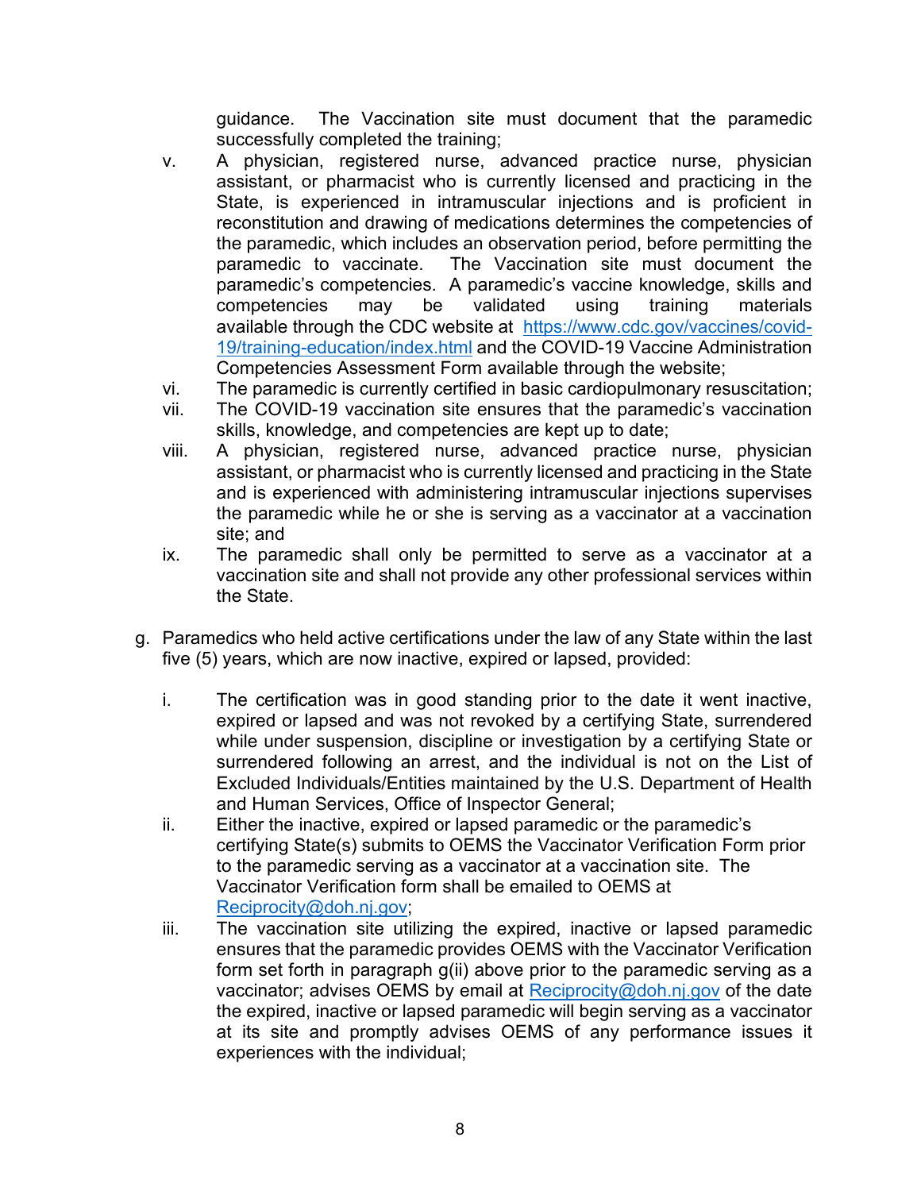guidance. The Vaccination site must document that the paramedic successfully completed the training;

v. A physician, registered nurse, advanced practice nurse, physician assistant, or pharmacist who is currently licensed and practicing in the State, is experienced in intramuscular injections and is proficient in reconstitution and drawing of medications determines the competencies of the paramedic, which includes an observation period, before permitting the paramedic to vaccinate. The Vaccination site must document the paramedic's competencies. A paramedic's vaccine knowledge, skills and competencies may be validated using training materials available through the CDC website at [https://www.cdc.gov/vaccines/covid-19/training-education/index.html](https://www.cdc.gov/vaccines/covid-19/training-education/index.html) and the COVID-19 Vaccine Administration Competencies Assessment Form available through the website;

vi. The paramedic is currently certified in basic cardiopulmonary resuscitation;

vii. The COVID-19 vaccination site ensures that the paramedic's vaccination skills, knowledge, and competencies are kept up to date;

viii. A physician, registered nurse, advanced practice nurse, physician assistant, or pharmacist who is currently licensed and practicing in the State and is experienced with administering intramuscular injections supervises the paramedic while he or she is serving as a vaccinator at a vaccination site; and

ix. The paramedic shall only be permitted to serve as a vaccinator at a vaccination site and shall not provide any other professional services within the State.

g. Paramedics who held active certifications under the law of any State within the last five (5) years, which are now inactive, expired or lapsed, provided:

i. The certification was in good standing prior to the date it went inactive, expired or lapsed and was not revoked by a certifying State, surrendered while under suspension, discipline or investigation by a certifying State or surrendered following an arrest, and the individual is not on the List of Excluded Individuals/Entities maintained by the U.S. Department of Health and Human Services, Office of Inspector General;

ii. Either the inactive, expired or lapsed paramedic or the paramedic's certifying State(s) submits to OEMS the Vaccinator Verification Form prior to the paramedic serving as a vaccinator at a vaccination site. The Vaccinator Verification form shall be emailed to OEMS at [Reciprocity@doh.nj.gov](mailto:Reciprocity@doh.nj.gov);

iii. The vaccination site utilizing the expired, inactive or lapsed paramedic ensures that the paramedic provides OEMS with the Vaccinator Verification form set forth in paragraph g(ii) above prior to the paramedic serving as a vaccinator; advises OEMS by email at [Reciprocity@doh.nj.gov](mailto:Reciprocity@doh.nj.gov) of the date the expired, inactive or lapsed paramedic will begin serving as a vaccinator at its site and promptly advises OEMS of any performance issues it experiences with the individual;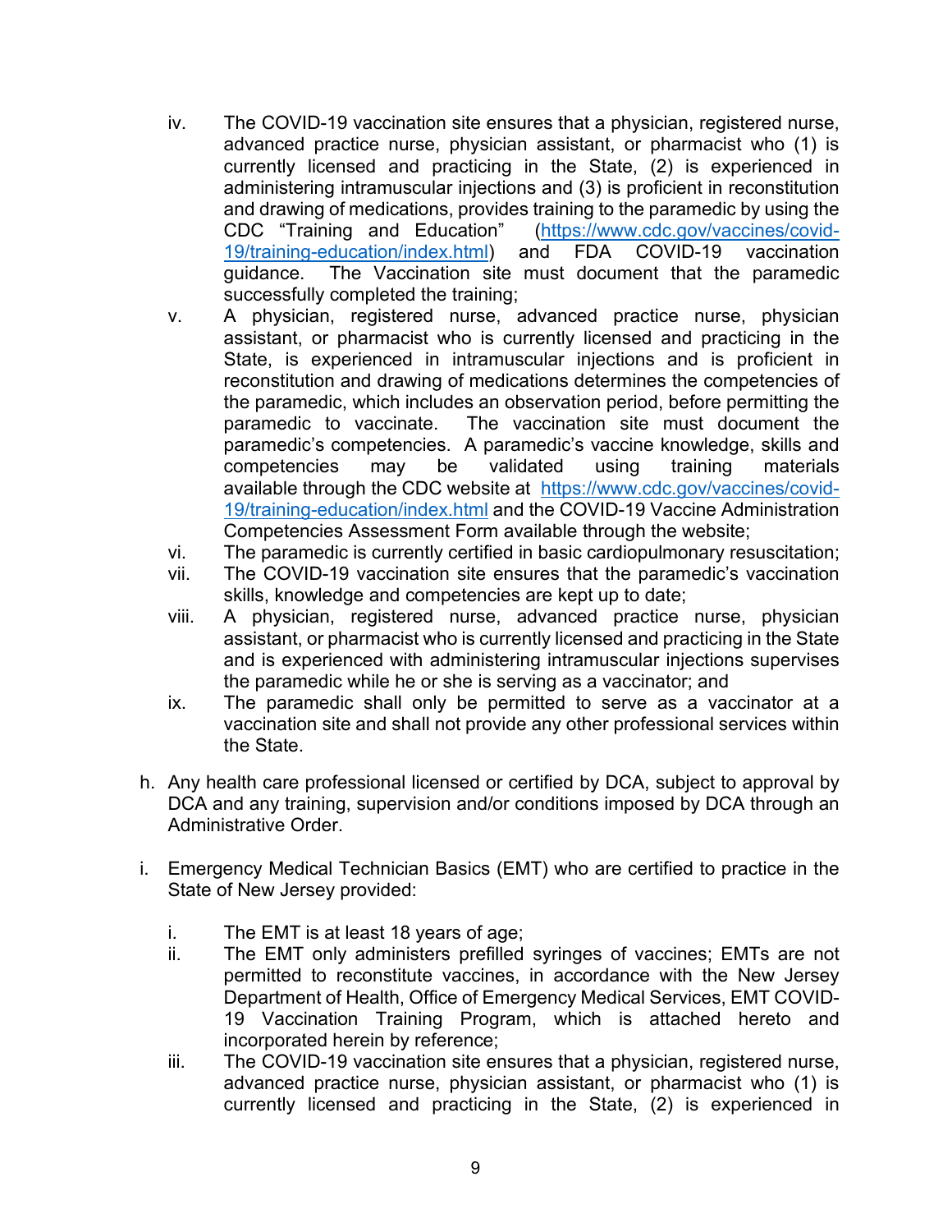iv. The COVID-19 vaccination site ensures that a physician, registered nurse, advanced practice nurse, physician assistant, or pharmacist who (1) is currently licensed and practicing in the State, (2) is experienced in administering intramuscular injections and (3) is proficient in reconstitution and drawing of medications, provides training to the paramedic by using the CDC "Training and Education" (https://www.cdc.gov/vaccines/covid-19/training-education/index.html) and FDA COVID-19 vaccination guidance. The Vaccination site must document that the paramedic successfully completed the training;
   v. A physician, registered nurse, advanced practice nurse, physician assistant, or pharmacist who is currently licensed and practicing in the State, is experienced in intramuscular injections and is proficient in reconstitution and drawing of medications determines the competencies of the paramedic, which includes an observation period, before permitting the paramedic to vaccinate. The vaccination site must document the paramedic's competencies. A paramedic's vaccine knowledge, skills and competencies may be validated using training materials available through the CDC website at https://www.cdc.gov/vaccines/covid-19/training-education/index.html and the COVID-19 Vaccine Administration Competencies Assessment Form available through the website;
   vi. The paramedic is currently certified in basic cardiopulmonary resuscitation;
   vii. The COVID-19 vaccination site ensures that the paramedic's vaccination skills, knowledge and competencies are kept up to date;
   viii. A physician, registered nurse, advanced practice nurse, physician assistant, or pharmacist who is currently licensed and practicing in the State and is experienced with administering intramuscular injections supervises the paramedic while he or she is serving as a vaccinator; and
   ix. The paramedic shall only be permitted to serve as a vaccinator at a vaccination site and shall not provide any other professional services within the State.

h. Any health care professional licensed or certified by DCA, subject to approval by DCA and any training, supervision and/or conditions imposed by DCA through an Administrative Order.

i. Emergency Medical Technician Basics (EMT) who are certified to practice in the State of New Jersey provided:

   i. The EMT is at least 18 years of age;
   ii. The EMT only administers prefilled syringes of vaccines; EMTs are not permitted to reconstitute vaccines, in accordance with the New Jersey Department of Health, Office of Emergency Medical Services, EMT COVID-19 Vaccination Training Program, which is attached hereto and incorporated herein by reference;
   iii. The COVID-19 vaccination site ensures that a physician, registered nurse, advanced practice nurse, physician assistant, or pharmacist who (1) is currently licensed and practicing in the State, (2) is experienced in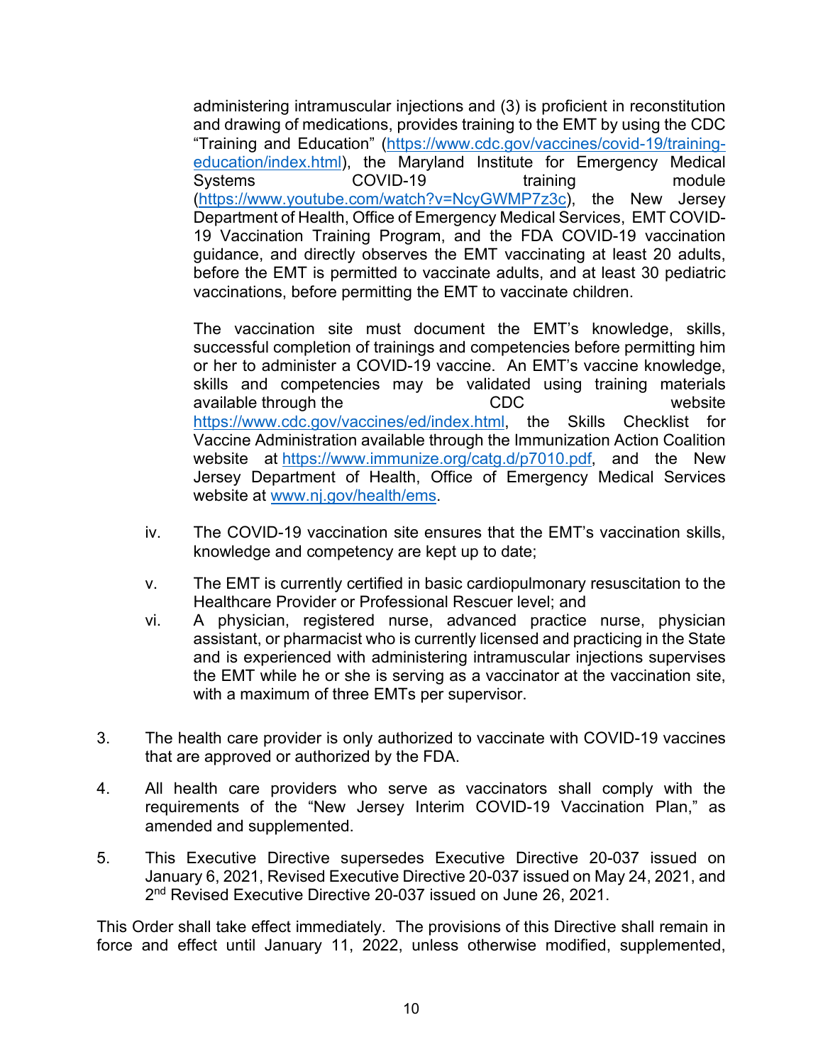administering intramuscular injections and (3) is proficient in reconstitution and drawing of medications, provides training to the EMT by using the CDC "Training and Education" (https://www.cdc.gov/vaccines/covid-19/training-education/index.html), the Maryland Institute for Emergency Medical Systems COVID-19 training module (https://www.youtube.com/watch?v=NcyGWMP7z3c), the New Jersey Department of Health, Office of Emergency Medical Services, EMT COVID-19 Vaccination Training Program, and the FDA COVID-19 vaccination guidance, and directly observes the EMT vaccinating at least 20 adults, before the EMT is permitted to vaccinate adults, and at least 30 pediatric vaccinations, before permitting the EMT to vaccinate children.

The vaccination site must document the EMT's knowledge, skills, successful completion of trainings and competencies before permitting him or her to administer a COVID-19 vaccine. An EMT's vaccine knowledge, skills and competencies may be validated using training materials available through the CDC website https://www.cdc.gov/vaccines/ed/index.html, the Skills Checklist for Vaccine Administration available through the Immunization Action Coalition website at https://www.immunize.org/catg.d/p7010.pdf, and the New Jersey Department of Health, Office of Emergency Medical Services website at www.nj.gov/health/ems.

iv. The COVID-19 vaccination site ensures that the EMT's vaccination skills, knowledge and competency are kept up to date;

v. The EMT is currently certified in basic cardiopulmonary resuscitation to the Healthcare Provider or Professional Rescuer level; and

vi. A physician, registered nurse, advanced practice nurse, physician assistant, or pharmacist who is currently licensed and practicing in the State and is experienced with administering intramuscular injections supervises the EMT while he or she is serving as a vaccinator at the vaccination site, with a maximum of three EMTs per supervisor.

3. The health care provider is only authorized to vaccinate with COVID-19 vaccines that are approved or authorized by the FDA.

4. All health care providers who serve as vaccinators shall comply with the requirements of the "New Jersey Interim COVID-19 Vaccination Plan," as amended and supplemented.

5. This Executive Directive supersedes Executive Directive 20-037 issued on January 6, 2021, Revised Executive Directive 20-037 issued on May 24, 2021, and 2nd Revised Executive Directive 20-037 issued on June 26, 2021.

This Order shall take effect immediately. The provisions of this Directive shall remain in force and effect until January 11, 2022, unless otherwise modified, supplemented,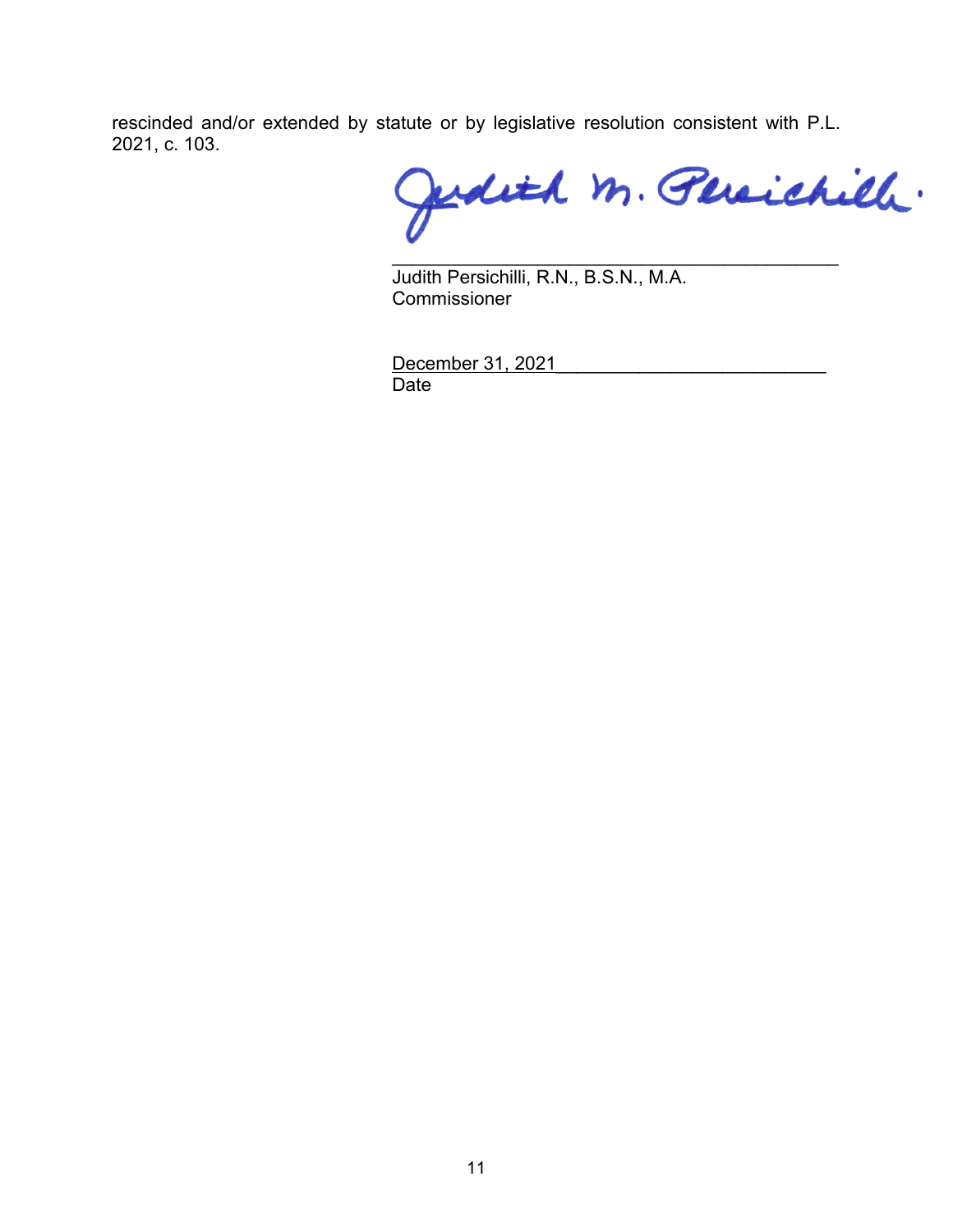rescinded and/or extended by statute or by legislative resolution consistent with P.L. 2021, c. 103.

Judith M. Persichilli

\_\_\_\_\_\_\_\_\_\_\_\_\_\_\_\_\_\_\_\_\_\_\_\_\_\_\_\_\_\_\_\_\_\_\_\_\_\_\_\_\_\_\_\_

Judith Persichilli, R.N., B.S.N., M.A.
Commissioner

December 31, 2021\_\_\_\_\_\_\_\_\_\_\_\_\_\_\_\_\_\_\_\_\_\_\_\_\_\_
Date